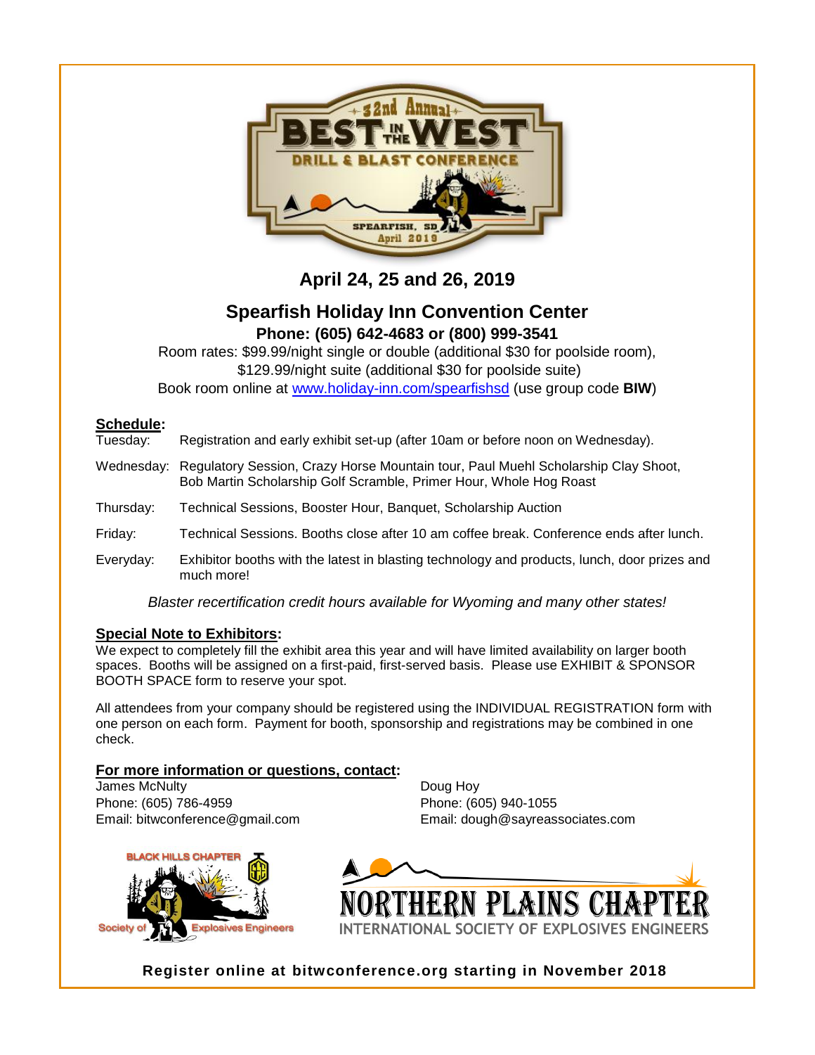# 32nd Annual Best in the West Drill & Blast Conference

Spearfish, SD April 2019

## April 24, 25 and 26, 2019

## Spearfish Holiday Inn Convention Center

**Phone: (605) 642-4683 or (800) 999-3541**

Room rates: $99.99/night single or double (additional $30 for poolside room), $129.99/night suite (additional $30 for poolside suite)

Book room online at [www.holiday-inn.com/spearfishsd](www.holiday-inn.com/spearfishsd) (use group code **BIW**)

**Schedule:**

Tuesday: Registration and early exhibit set-up (after 10am or before noon on Wednesday).

Wednesday: Regulatory Session, Crazy Horse Mountain tour, Paul Muehl Scholarship Clay Shoot, Bob Martin Scholarship Golf Scramble, Primer Hour, Whole Hog Roast

Thursday: Technical Sessions, Booster Hour, Banquet, Scholarship Auction

Friday: Technical Sessions. Booths close after 10 am coffee break. Conference ends after lunch.

Everyday: Exhibitor booths with the latest in blasting technology and products, lunch, door prizes and much more!

*Blaster recertification credit hours available for Wyoming and many other states!*

**Special Note to Exhibitors:**

We expect to completely fill the exhibit area this year and will have limited availability on larger booth spaces. Booths will be assigned on a first-paid, first-served basis. Please use EXHIBIT & SPONSOR BOOTH SPACE form to reserve your spot.

All attendees from your company should be registered using the INDIVIDUAL REGISTRATION form with one person on each form. Payment for booth, sponsorship and registrations may be combined in one check.

**For more information or questions, contact:**

James McNulty
Phone: (605) 786-4959
Email: bitwconference@gmail.com

Doug Hoy
Phone: (605) 940-1055
Email: dough@sayreassociates.com

Black Hills Chapter Society of Explosives Engineers

Northern Plains Chapter International Society of Explosives Engineers

**Register online at bitwconference.org starting in November 2018**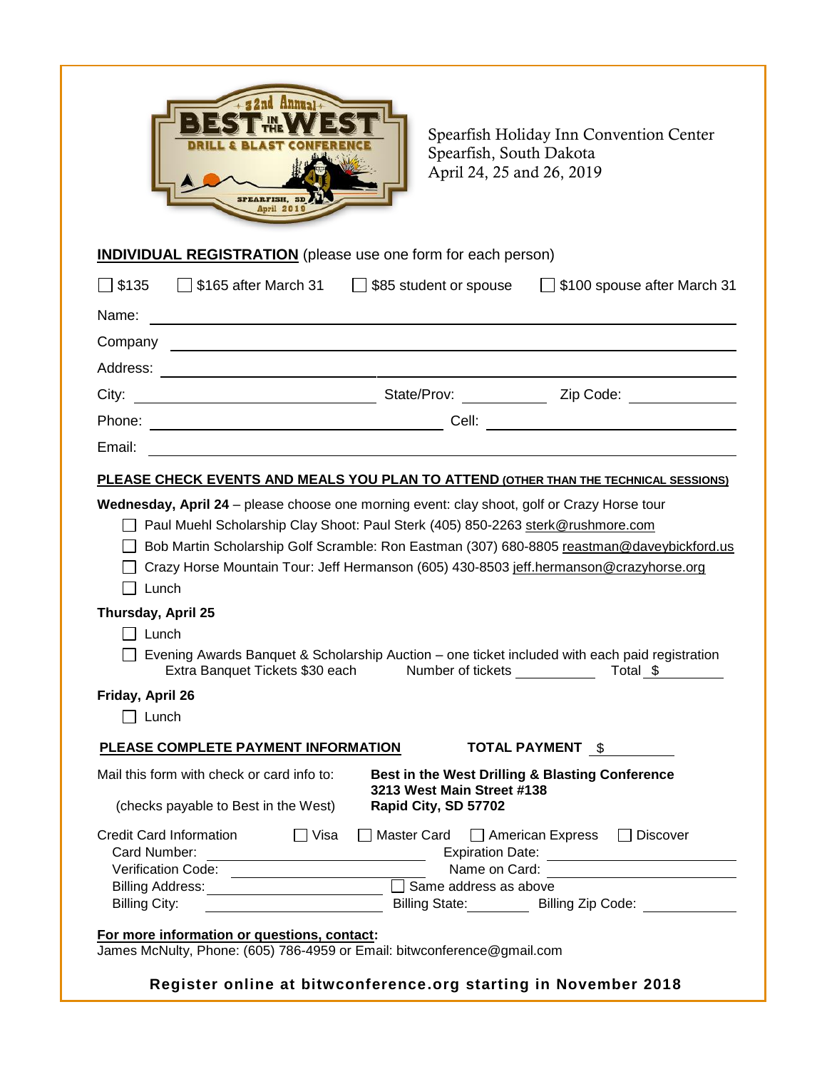32nd Annual BEST IN THE WEST DRILL & BLAST CONFERENCE — SPEARFISH, SD April 2019

Spearfish Holiday Inn Convention Center
Spearfish, South Dakota
April 24, 25 and 26, 2019

**INDIVIDUAL REGISTRATION** (please use one form for each person)

☐ $135 ☐ $165 after March 31 ☐ $85 student or spouse ☐ $100 spouse after March 31

Name: ______________________________

Company ______________________________

Address: ______________________________

City: ______________ State/Prov: __________ Zip Code: __________

Phone: ______________ Cell: ______________

Email: ______________________________

**PLEASE CHECK EVENTS AND MEALS YOU PLAN TO ATTEND (OTHER THAN THE TECHNICAL SESSIONS)**

**Wednesday, April 24** – please choose one morning event: clay shoot, golf or Crazy Horse tour

- ☐ Paul Muehl Scholarship Clay Shoot: Paul Sterk (405) 850-2263 sterk@rushmore.com
- ☐ Bob Martin Scholarship Golf Scramble: Ron Eastman (307) 680-8805 reastman@daveybickford.us
- ☐ Crazy Horse Mountain Tour: Jeff Hermanson (605) 430-8503 jeff.hermanson@crazyhorse.org
- ☐ Lunch

**Thursday, April 25**

- ☐ Lunch
- ☐ Evening Awards Banquet & Scholarship Auction – one ticket included with each paid registration
  Extra Banquet Tickets $30 each Number of tickets __________ Total $ __________

**Friday, April 26**

- ☐ Lunch

**PLEASE COMPLETE PAYMENT INFORMATION** **TOTAL PAYMENT** $ __________

Mail this form with check or card info to:
(checks payable to Best in the West)

**Best in the West Drilling & Blasting Conference**
**3213 West Main Street #138**
**Rapid City, SD 57702**

Credit Card Information ☐ Visa ☐ Master Card ☐ American Express ☐ Discover

Card Number: ______________ Expiration Date: ______________

Verification Code: ______________ Name on Card: ______________

Billing Address: ______________ ☐ Same address as above

Billing City: ______________ Billing State: ________ Billing Zip Code: __________

**For more information or questions, contact:**
James McNulty, Phone: (605) 786-4959 or Email: bitwconference@gmail.com

**Register online at bitwconference.org starting in November 2018**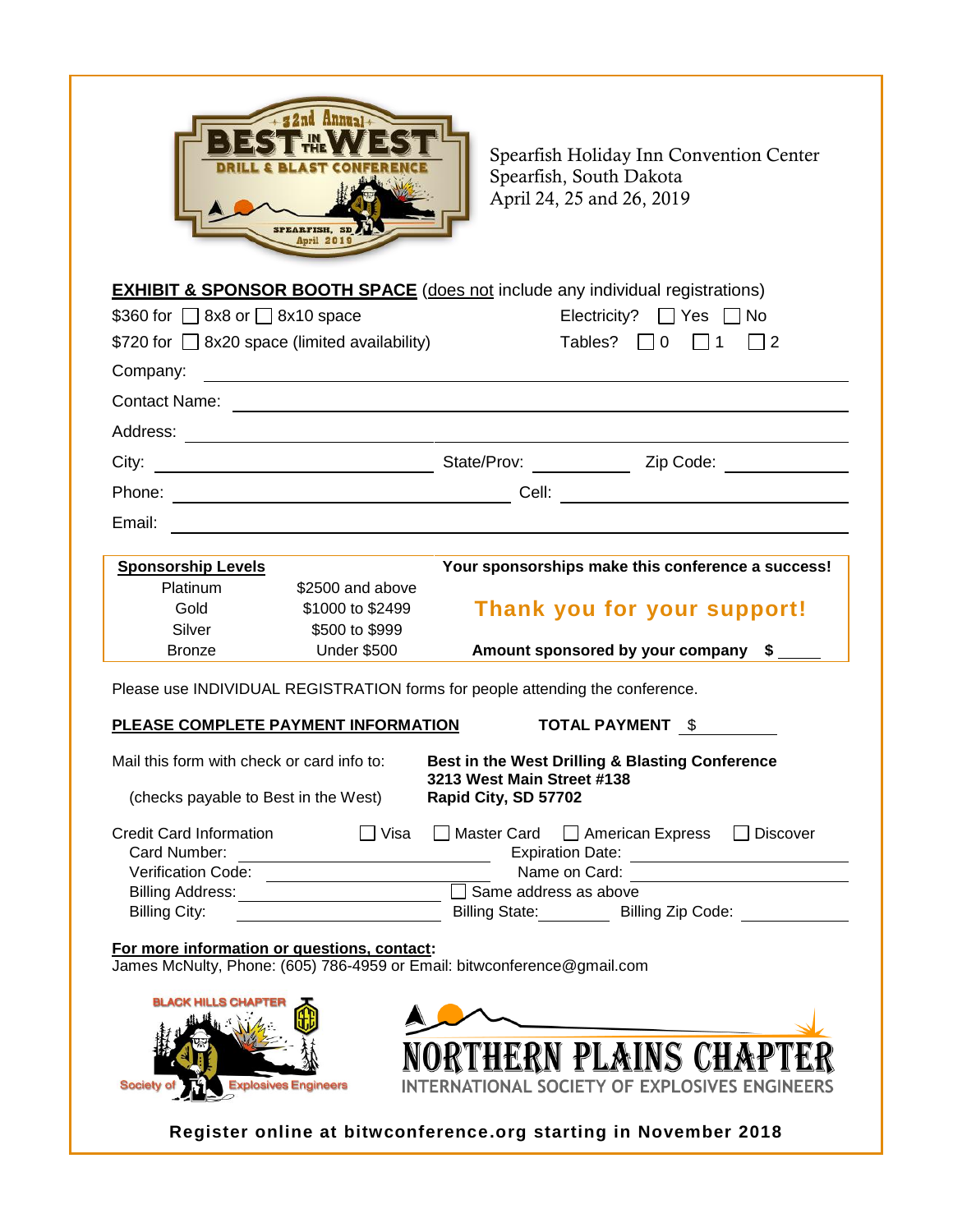32nd Annual BEST IN THE WEST DRILL & BLAST CONFERENCE
SPEARFISH, SD April 2019

Spearfish Holiday Inn Convention Center
Spearfish, South Dakota
April 24, 25 and 26, 2019

**EXHIBIT & SPONSOR BOOTH SPACE** (does not include any individual registrations)

$360 for ☐ 8x8 or ☐ 8x10 space    Electricity? ☐ Yes ☐ No

$720 for ☐ 8x20 space (limited availability)    Tables? ☐ 0 ☐ 1 ☐ 2

Company: ______________________________

Contact Name: ______________________________

Address: ______________________________

City: ______________ State/Prov: __________ Zip Code: __________

Phone: ______________ Cell: ______________

Email: ______________________________

| **Sponsorship Levels** | | **Your sponsorships make this conference a success!** |
|---|---|---|
| Platinum | $2500 and above | |
| Gold | $1000 to $2499 | **Thank you for your support!** |
| Silver | $500 to $999 | |
| Bronze | Under $500 | **Amount sponsored by your company $ _____** |

Please use INDIVIDUAL REGISTRATION forms for people attending the conference.

**PLEASE COMPLETE PAYMENT INFORMATION**    **TOTAL PAYMENT** $ __________

Mail this form with check or card info to:
(checks payable to Best in the West)

**Best in the West Drilling & Blasting Conference**
**3213 West Main Street #138**
**Rapid City, SD 57702**

Credit Card Information ☐ Visa ☐ Master Card ☐ American Express ☐ Discover

Card Number: ______________ Expiration Date: ______________

Verification Code: ______________ Name on Card: ______________

Billing Address: ______________ ☐ Same address as above

Billing City: ______________ Billing State: __________ Billing Zip Code: __________

**For more information or questions, contact:**
James McNulty, Phone: (605) 786-4959 or Email: bitwconference@gmail.com

BLACK HILLS CHAPTER Society of Explosives Engineers

NORTHERN PLAINS CHAPTER INTERNATIONAL SOCIETY OF EXPLOSIVES ENGINEERS

**Register online at bitwconference.org starting in November 2018**